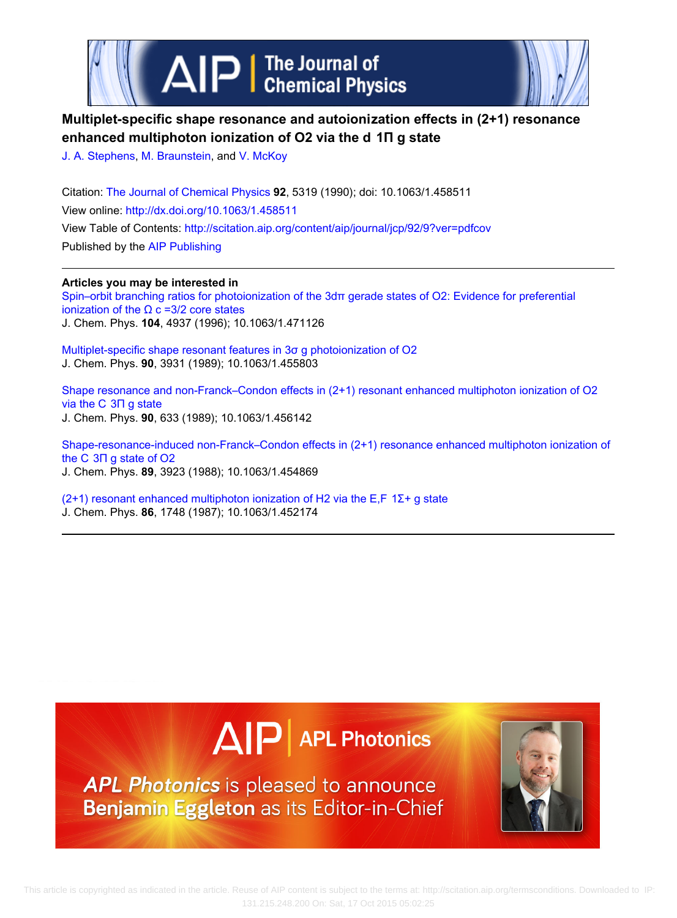# Multiplet-specific shape resonance and autoionization effects in (2+1) resonance enhanced multiphoton ionization of O2 via the d 1Π g state

J. A. Stephens, M. Braunstein, and V. McKoy

Citation: The Journal of Chemical Physics **92**, 5319 (1990); doi: 10.1063/1.458511

View online: http://dx.doi.org/10.1063/1.458511

View Table of Contents: http://scitation.aip.org/content/aip/journal/jcp/92/9?ver=pdfcov

Published by the AIP Publishing

---

**Articles you may be interested in**

Spin–orbit branching ratios for photoionization of the 3dπ gerade states of O2: Evidence for preferential ionization of the Ω c =3/2 core states

J. Chem. Phys. **104**, 4937 (1996); 10.1063/1.471126

Multiplet-specific shape resonant features in 3σ g photoionization of O2

J. Chem. Phys. **90**, 3931 (1989); 10.1063/1.455803

Shape resonance and non-Franck–Condon effects in (2+1) resonant enhanced multiphoton ionization of O2 via the C 3Π g state

J. Chem. Phys. **90**, 633 (1989); 10.1063/1.456142

Shape-resonance-induced non-Franck–Condon effects in (2+1) resonance enhanced multiphoton ionization of the C 3Π g state of O2

J. Chem. Phys. **89**, 3923 (1988); 10.1063/1.454869

(2+1) resonant enhanced multiphoton ionization of H2 via the E,F 1Σ+ g state

J. Chem. Phys. **86**, 1748 (1987); 10.1063/1.452174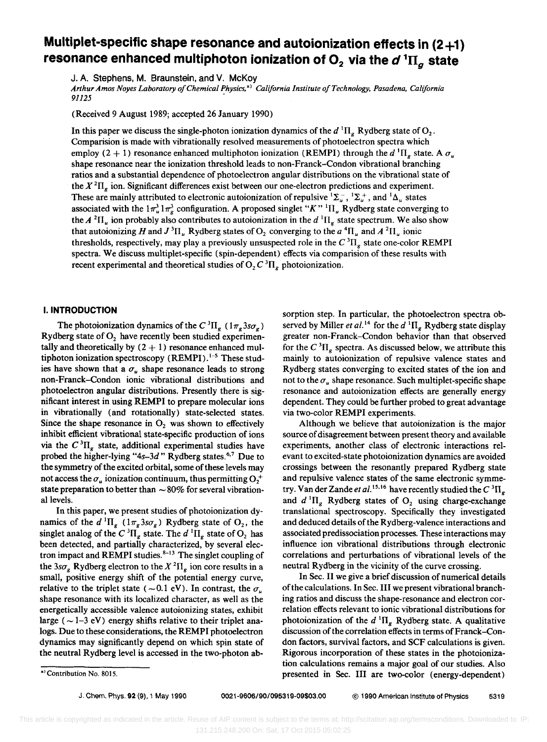# Multiplet-specific shape resonance and autoionization effects in (2+1) resonance enhanced multiphoton ionization of $O_2$ via the $d\,^1\Pi_g$ state

J. A. Stephens, M. Braunstein, and V. McKoy

*Arthur Amos Noyes Laboratory of Chemical Physics,[a] California Institute of Technology, Pasadena, California 91125*

(Received 9 August 1989; accepted 26 January 1990)

In this paper we discuss the single-photon ionization dynamics of the $d\,^1\Pi_g$ Rydberg state of $O_2$. Comparision is made with vibrationally resolved measurements of photoelectron spectra which employ (2 + 1) resonance enhanced multiphoton ionization (REMPI) through the $d\,^1\Pi_g$ state. A $\sigma_u$ shape resonance near the ionization threshold leads to non-Franck–Condon vibrational branching ratios and a substantial dependence of photoelectron angular distributions on the vibrational state of the $X\,^2\Pi_g$ ion. Significant differences exist between our one-electron predictions and experiment. These are mainly attributed to electronic autoionization of repulsive $^1\Sigma_u^-$, $^1\Sigma_u^+$, and $^1\Delta_u$ states associated with the $1\pi_u^3 1\pi_g^3$ configuration. A proposed singlet "$K$" $^1\Pi_u$ Rydberg state converging to the $A\,^2\Pi_u$ ion probably also contributes to autoionization in the $d\,^1\Pi_g$ state spectrum. We also show that autoionizing $H$ and $J\,^3\Pi_u$ Rydberg states of $O_2$ converging to the $a\,^4\Pi_u$ and $A\,^2\Pi_u$ ionic thresholds, respectively, may play a previously unsuspected role in the $C\,^3\Pi_g$ state one-color REMPI spectra. We discuss multiplet-specific (spin-dependent) effects via comparision of these results with recent experimental and theoretical studies of $O_2$ $C\,^3\Pi_g$ photoionization.

## I. INTRODUCTION

The photoionization dynamics of the $C\,^3\Pi_g$ ($1\pi_g 3s\sigma_g$) Rydberg state of $O_2$ have recently been studied experimentally and theoretically by (2 + 1) resonance enhanced multiphoton ionization spectroscopy (REMPI).[1-5] These studies have shown that a $\sigma_u$ shape resonance leads to strong non-Franck–Condon ionic vibrational distributions and photoelectron angular distributions. Presently there is significant interest in using REMPI to prepare molecular ions in vibrationally (and rotationally) state-selected states. Since the shape resonance in $O_2$ was shown to effectively inhibit efficient vibrational state-specific production of ions via the $C\,^3\Pi_g$ state, additional experimental studies have probed the higher-lying "$4s$–$3d$" Rydberg states.[6,7] Due to the symmetry of the excited orbital, some of these levels may not access the $\sigma_u$ ionization continuum, thus permitting $O_2^+$ state preparation to better than ~80% for several vibrational levels.

In this paper, we present studies of photoionization dynamics of the $d\,^1\Pi_g$ ($1\pi_g 3s\sigma_g$) Rydberg state of $O_2$, the singlet analog of the $C\,^3\Pi_g$ state. The $d\,^1\Pi_g$ state of $O_2$ has been detected, and partially characterized, by several electron impact and REMPI studies.[8-13] The singlet coupling of the $3s\sigma_g$ Rydberg electron to the $X\,^2\Pi_g$ ion core results in a small, positive energy shift of the potential energy curve, relative to the triplet state (~0.1 eV). In contrast, the $\sigma_u$ shape resonance with its localized character, as well as the energetically accessible valence autoionizing states, exhibit large (~1–3 eV) energy shifts relative to their triplet analogs. Due to these considerations, the REMPI photoelectron dynamics may significantly depend on which spin state of the neutral Rydberg level is accessed in the two-photon absorption step. In particular, the photoelectron spectra observed by Miller *et al.*[14] for the $d\,^1\Pi_g$ Rydberg state display greater non-Franck–Condon behavior than that observed for the $C\,^3\Pi_g$ spectra. As discussed below, we attribute this mainly to autoionization of repulsive valence states and Rydberg states converging to excited states of the ion and not to the $\sigma_u$ shape resonance. Such multiplet-specific shape resonance and autoionization effects are generally energy dependent. They could be further probed to great advantage via two-color REMPI experiments.

Although we believe that autoionization is the major source of disagreement between present theory and available experiments, another class of electronic interactions relevant to excited-state photoionization dynamics are avoided crossings between the resonantly prepared Rydberg state and repulsive valence states of the same electronic symmetry. Van der Zande *et al.*[15,16] have recently studied the $C\,^3\Pi_g$ and $d\,^1\Pi_g$ Rydberg states of $O_2$ using charge-exchange translational spectroscopy. Specifically they investigated and deduced details of the Rydberg-valence interactions and associated predissociation processes. These interactions may influence ion vibrational distributions through electronic correlations and perturbations of vibrational levels of the neutral Rydberg in the vicinity of the curve crossing.

In Sec. II we give a brief discussion of numerical details of the calculations. In Sec. III we present vibrational branching ratios and discuss the shape-resonance and electron correlation effects relevant to ionic vibrational distributions for photoionization of the $d\,^1\Pi_g$ Rydberg state. A qualitative discussion of the correlation effects in terms of Franck–Condon factors, survival factors, and SCF calculations is given. Rigorous incorporation of these states in the photoionization calculations remains a major goal of our studies. Also presented in Sec. III are two-color (energy-dependent)

[a] Contribution No. 8015.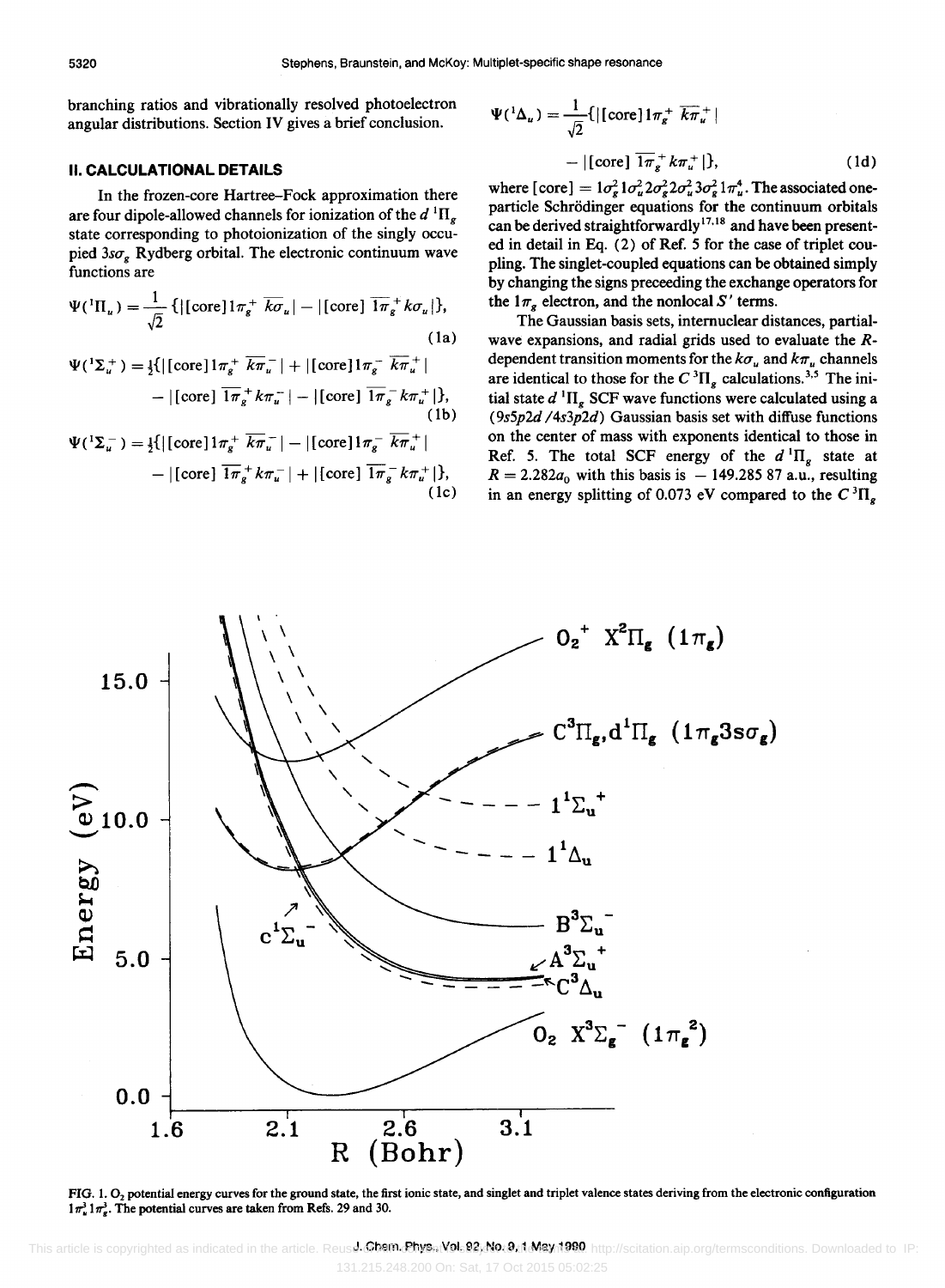branching ratios and vibrationally resolved photoelectron angular distributions. Section IV gives a brief conclusion.

## II. CALCULATIONAL DETAILS

In the frozen-core Hartree–Fock approximation there are four dipole-allowed channels for ionization of the $d\,^1\Pi_g$ state corresponding to photoionization of the singly occupied $3s\sigma_g$ Rydberg orbital. The electronic continuum wave functions are

$$\Psi(^1\Pi_u) = \frac{1}{\sqrt{2}}\{|[\text{core}]1\pi_g^+\,\overline{k\sigma_u}| - |[\text{core}]\,\overline{1\pi_g^+}\,k\sigma_u|\}, \tag{1a}$$

$$\Psi(^1\Sigma_u^+) = \tfrac{1}{2}\{|[\text{core}]1\pi_g^+\,\overline{k\pi_u^-}| + |[\text{core}]1\pi_g^-\,\overline{k\pi_u^+}| - |[\text{core}]\,\overline{1\pi_g^+}\,k\pi_u^-| - |[\text{core}]\,\overline{1\pi_g^-}\,k\pi_u^+|\}, \tag{1b}$$

$$\Psi(^1\Sigma_u^-) = \tfrac{1}{2}\{|[\text{core}]1\pi_g^+\,\overline{k\pi_u^-}| - |[\text{core}]1\pi_g^-\,\overline{k\pi_u^+}| - |[\text{core}]\,\overline{1\pi_g^+}\,k\pi_u^-| + |[\text{core}]\,\overline{1\pi_g^-}\,k\pi_u^+|\}, \tag{1c}$$

$$\Psi(^1\Delta_u) = \frac{1}{\sqrt{2}}\{|[\text{core}]1\pi_g^+\,\overline{k\pi_u^+}| - |[\text{core}]\,\overline{1\pi_g^+}\,k\pi_u^+|\}, \tag{1d}$$

where $[\text{core}] = 1\sigma_g^2 1\sigma_u^2 2\sigma_g^2 2\sigma_u^2 3\sigma_g^2 1\pi_u^4$. The associated one-particle Schrödinger equations for the continuum orbitals can be derived straightforwardly[17,18] and have been presented in detail in Eq. (2) of Ref. 5 for the case of triplet coupling. The singlet-coupled equations can be obtained simply by changing the signs preceeding the exchange operators for the $1\pi_g$ electron, and the nonlocal $S'$ terms.

The Gaussian basis sets, internuclear distances, partial-wave expansions, and radial grids used to evaluate the $R$-dependent transition moments for the $k\sigma_u$ and $k\pi_u$ channels are identical to those for the $C\,^3\Pi_g$ calculations.[3,5] The initial state $d\,^1\Pi_g$ SCF wave functions were calculated using a $(9s5p2d/4s3p2d)$ Gaussian basis set with diffuse functions on the center of mass with exponents identical to those in Ref. 5. The total SCF energy of the $d\,^1\Pi_g$ state at $R = 2.282a_0$ with this basis is $-149.285\,87$ a.u., resulting in an energy splitting of 0.073 eV compared to the $C\,^3\Pi_g$

FIG. 1. $O_2$ potential energy curves for the ground state, the first ionic state, and singlet and triplet valence states deriving from the electronic configuration $1\pi_u^3 1\pi_g^3$. The potential curves are taken from Refs. 29 and 30.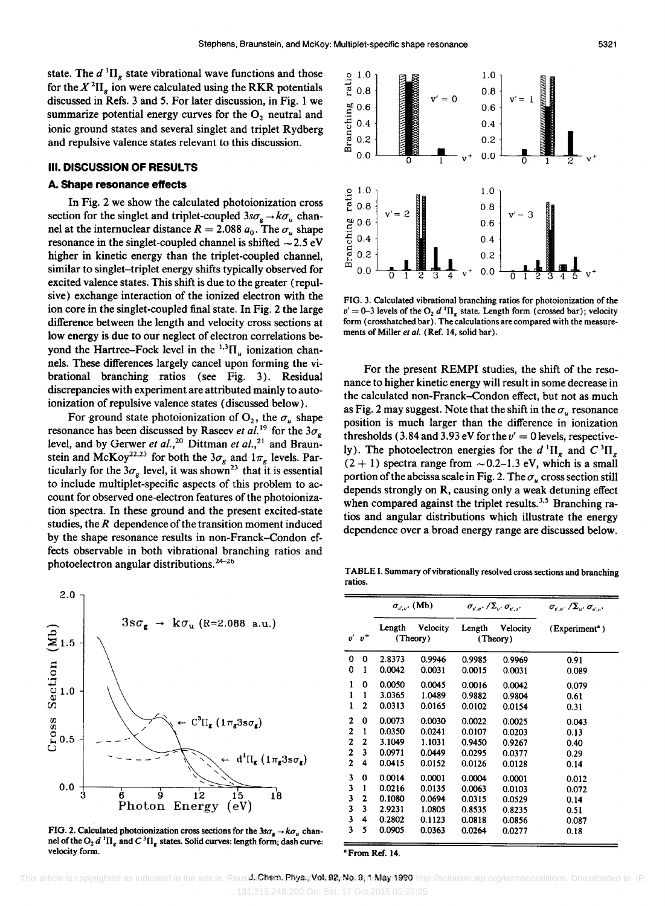state. The $d\,^1\Pi_g$ state vibrational wave functions and those for the $X\,^2\Pi_g$ ion were calculated using the RKR potentials discussed in Refs. 3 and 5. For later discussion, in Fig. 1 we summarize potential energy curves for the $O_2$ neutral and ionic ground states and several singlet and triplet Rydberg and repulsive valence states relevant to this discussion.

## III. DISCUSSION OF RESULTS

### A. Shape resonance effects

In Fig. 2 we show the calculated photoionization cross section for the singlet and triplet-coupled $3s\sigma_g \rightarrow k\sigma_u$ channel at the internuclear distance $R = 2.088\ a_0$. The $\sigma_u$ shape resonance in the singlet-coupled channel is shifted ~2.5 eV higher in kinetic energy than the triplet-coupled channel, similar to singlet–triplet energy shifts typically observed for excited valence states. This shift is due to the greater (repulsive) exchange interaction of the ionized electron with the ion core in the singlet-coupled final state. In Fig. 2 the large difference between the length and velocity cross sections at low energy is due to our neglect of electron correlations beyond the Hartree–Fock level in the $^{1,3}\Pi_u$ ionization channels. These differences largely cancel upon forming the vibrational branching ratios (see Fig. 3). Residual discrepancies with experiment are attributed mainly to autoionization of repulsive valence states (discussed below).

For ground state photoionization of $O_2$, the $\sigma_u$ shape resonance has been discussed by Raseev *et al.*[19] for the $3\sigma_g$ level, and by Gerwer *et al.*,[20] Dittman *et al.*,[21] and Braunstein and McKoy[22,23] for both the $3\sigma_g$ and $1\pi_g$ levels. Particularly for the $3\sigma_g$ level, it was shown[23] that it is essential to include multiplet-specific aspects of this problem to account for observed one-electron features of the photoionization spectra. In these ground and the present excited-state studies, the $R$ dependence of the transition moment induced by the shape resonance results in non-Franck–Condon effects observable in both vibrational branching ratios and photoelectron angular distributions.[24-26]

FIG. 2. Calculated photoionization cross sections for the $3s\sigma_g \rightarrow k\sigma_u$ channel of the $O_2$ $d\,^1\Pi_g$ and $C\,^3\Pi_g$ states. Solid curves: length form; dash curve: velocity form.

FIG. 3. Calculated vibrational branching ratios for photoionization of the $v' = 0$–3 levels of the $O_2$ $d\,^1\Pi_g$ state. Length form (crossed bar); velocity form (crosshatched bar). The calculations are compared with the measurements of Miller *et al.* (Ref. 14, solid bar).

For the present REMPI studies, the shift of the resonance to higher kinetic energy will result in some decrease in the calculated non-Franck–Condon effect, but not as much as Fig. 2 may suggest. Note that the shift in the $\sigma_u$ resonance position is much larger than the difference in ionization thresholds (3.84 and 3.93 eV for the $v' = 0$ levels, respectively). The photoelectron energies for the $d\,^1\Pi_g$ and $C\,^3\Pi_g$ (2 + 1) spectra range from ~0.2–1.3 eV, which is a small portion of the abcissa scale in Fig. 2. The $\sigma_u$ cross section still depends strongly on R, causing only a weak detuning effect when compared against the triplet results.[3,5] Branching ratios and angular distributions which illustrate the energy dependence over a broad energy range are discussed below.

TABLE I. Summary of vibrationally resolved cross sections and branching ratios.

| $v'$ | $v^+$ | $\sigma_{v',v^+}$ (Mb) Length | (Theory) Velocity | $\sigma_{v',v^+}/\Sigma_{v^+}\sigma_{v',v^+}$ Length | (Theory) Velocity | $\sigma_{v',v^+}/\Sigma_{v^+}\sigma_{v',v^+}$ (Experiment[a]) |
|---|---|---|---|---|---|---|
| 0 | 0 | 2.8373 | 0.9946 | 0.9985 | 0.9969 | 0.91 |
| 0 | 1 | 0.0042 | 0.0031 | 0.0015 | 0.0031 | 0.089 |
| 1 | 0 | 0.0050 | 0.0045 | 0.0016 | 0.0042 | 0.079 |
| 1 | 1 | 3.0365 | 1.0489 | 0.9882 | 0.9804 | 0.61 |
| 1 | 2 | 0.0313 | 0.0165 | 0.0102 | 0.0154 | 0.31 |
| 2 | 0 | 0.0073 | 0.0030 | 0.0022 | 0.0025 | 0.043 |
| 2 | 1 | 0.0350 | 0.0241 | 0.0107 | 0.0203 | 0.13 |
| 2 | 2 | 3.1049 | 1.1031 | 0.9450 | 0.9267 | 0.40 |
| 2 | 3 | 0.0971 | 0.0449 | 0.0295 | 0.0377 | 0.29 |
| 2 | 4 | 0.0415 | 0.0152 | 0.0126 | 0.0128 | 0.14 |
| 3 | 0 | 0.0014 | 0.0001 | 0.0004 | 0.0001 | 0.012 |
| 3 | 1 | 0.0216 | 0.0135 | 0.0063 | 0.0103 | 0.072 |
| 3 | 2 | 0.1080 | 0.0694 | 0.0315 | 0.0529 | 0.14 |
| 3 | 3 | 2.9231 | 1.0805 | 0.8535 | 0.8235 | 0.51 |
| 3 | 4 | 0.2802 | 0.1123 | 0.0818 | 0.0856 | 0.087 |
| 3 | 5 | 0.0905 | 0.0363 | 0.0264 | 0.0277 | 0.18 |

[a] From Ref. 14.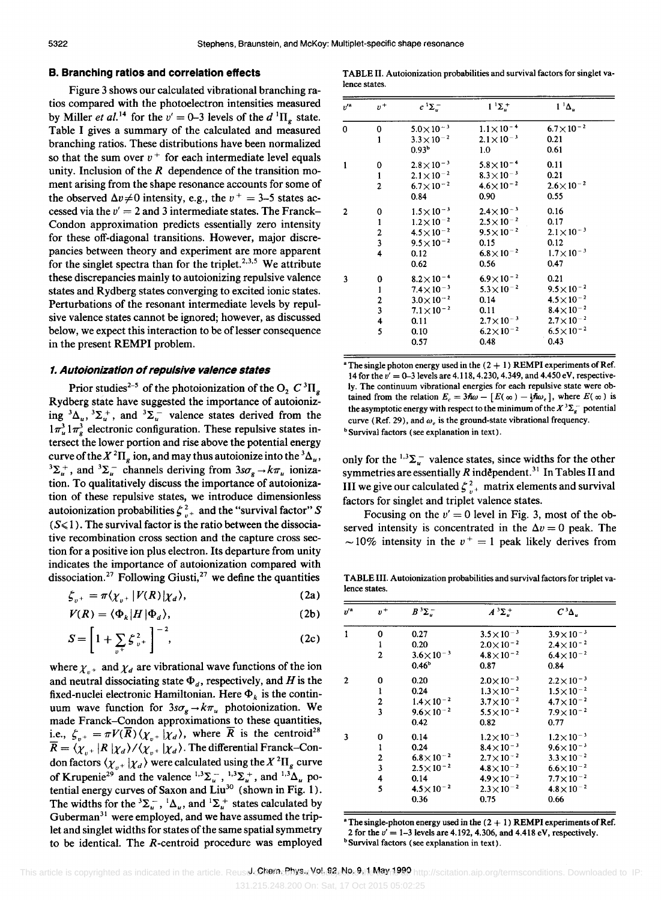## B. Branching ratios and correlation effects

Figure 3 shows our calculated vibrational branching ratios compared with the photoelectron intensities measured by Miller *et al.*[14] for the $v' = 0$–3 levels of the $d\,{}^1\Pi_g$ state. Table I gives a summary of the calculated and measured branching ratios. These distributions have been normalized so that the sum over $v^+$ for each intermediate level equals unity. Inclusion of the $R$ dependence of the transition moment arising from the shape resonance accounts for some of the observed $\Delta v \neq 0$ intensity, e.g., the $v^+ = 3$–5 states accessed via the $v' = 2$ and 3 intermediate states. The Franck–Condon approximation predicts essentially zero intensity for these off-diagonal transitions. However, major discrepancies between theory and experiment are more apparent for the singlet spectra than for the triplet.[2,3,5] We attribute these discrepancies mainly to autoionizing repulsive valence states and Rydberg states converging to excited ionic states. Perturbations of the resonant intermediate levels by repulsive valence states cannot be ignored; however, as discussed below, we expect this interaction to be of lesser consequence in the present REMPI problem.

### 1. Autoionization of repulsive valence states

Prior studies[2-5] of the photoionization of the $O_2$ $C\,{}^3\Pi_g$ Rydberg state have suggested the importance of autoionizing ${}^3\Delta_u$, ${}^3\Sigma_u^+$, and ${}^3\Sigma_u^-$ valence states derived from the $1\pi_u^3 1\pi_g^3$ electronic configuration. These repulsive states intersect the lower portion and rise above the potential energy curve of the $X\,{}^2\Pi_g$ ion, and may thus autoionize into the ${}^3\Delta_u$, ${}^3\Sigma_u^+$, and ${}^3\Sigma_u^-$ channels deriving from $3s\sigma_g \to k\pi_u$ ionization. To qualitatively discuss the importance of autoionization of these repulsive states, we introduce dimensionless autoionization probabilities $\zeta_{v^+}^2$ and the "survival factor" $S$ ($S \leqslant 1$). The survival factor is the ratio between the dissociative recombination cross section and the capture cross section for a positive ion plus electron. Its departure from unity indicates the importance of autoionization compared with dissociation.[27] Following Giusti,[27] we define the quantities

$$\zeta_{v^+} = \pi \langle \chi_{v^+} | V(R) | \chi_d \rangle, \tag{2a}$$

$$V(R) = \langle \Phi_k | H | \Phi_d \rangle, \tag{2b}$$

$$S = \left[ 1 + \sum_{v^+} \zeta_{v^+}^2 \right]^{-2}, \tag{2c}$$

where $\chi_{v^+}$ and $\chi_d$ are vibrational wave functions of the ion and neutral dissociating state $\Phi_d$, respectively, and $H$ is the fixed-nuclei electronic Hamiltonian. Here $\Phi_k$ is the continuum wave function for $3s\sigma_g \to k\pi_u$ photoionization. We made Franck–Condon approximations to these quantities, i.e., $\zeta_{v^+} = \pi V(\bar{R}) \langle \chi_{v^+} | \chi_d \rangle$, where $\bar{R}$ is the centroid[28] $\bar{R} = \langle \chi_{v^+} | R | \chi_d \rangle / \langle \chi_{v^+} | \chi_d \rangle$. The differential Franck–Condon factors $\langle \chi_{v^+} | \chi_d \rangle$ were calculated using the $X\,{}^2\Pi_g$ curve of Krupenie[29] and the valence ${}^{1,3}\Sigma_u^-$, ${}^{1,3}\Sigma_u^+$, and ${}^{1,3}\Delta_u$ potential energy curves of Saxon and Liu[30] (shown in Fig. 1). The widths for the ${}^3\Sigma_u^-$, ${}^1\Delta_u$, and ${}^1\Sigma_u^+$ states calculated by Guberman[31] were employed, and we have assumed the triplet and singlet widths for states of the same spatial symmetry to be identical. The $R$-centroid procedure was employed only for the ${}^{1,3}\Sigma_u^-$ valence states, since widths for the other symmetries are essentially $R$ independent.[31] In Tables II and III we give our calculated $\zeta_{v^+}^2$ matrix elements and survival factors for singlet and triplet valence states.

Focusing on the $v' = 0$ level in Fig. 3, most of the observed intensity is concentrated in the $\Delta v = 0$ peak. The $\sim 10\%$ intensity in the $v^+ = 1$ peak likely derives from

TABLE II. Autoionization probabilities and survival factors for singlet valence states.

| $v'$[a] | $v^+$ | $c\,{}^1\Sigma_u^-$ | $1\,{}^1\Sigma_u^+$ | $1\,{}^1\Delta_u$ |
|---|---|---|---|---|
| 0 | 0 | $5.0\times10^{-3}$ | $1.1\times10^{-4}$ | $6.7\times10^{-2}$ |
| | 1 | $3.3\times10^{-2}$ | $2.1\times10^{-3}$ | 0.21 |
| | | 0.93[b] | 1.0 | 0.61 |
| 1 | 0 | $2.8\times10^{-3}$ | $5.8\times10^{-4}$ | 0.11 |
| | 1 | $2.1\times10^{-2}$ | $8.3\times10^{-3}$ | 0.21 |
| | 2 | $6.7\times10^{-2}$ | $4.6\times10^{-2}$ | $2.6\times10^{-2}$ |
| | | 0.84 | 0.90 | 0.55 |
| 2 | 0 | $1.5\times10^{-3}$ | $2.4\times10^{-3}$ | 0.16 |
| | 1 | $1.2\times10^{-2}$ | $2.5\times10^{-2}$ | 0.17 |
| | 2 | $4.5\times10^{-2}$ | $9.5\times10^{-2}$ | $2.1\times10^{-3}$ |
| | 3 | $9.5\times10^{-2}$ | 0.15 | 0.12 |
| | 4 | 0.12 | $6.8\times10^{-2}$ | $1.7\times10^{-3}$ |
| | | 0.62 | 0.56 | 0.47 |
| 3 | 0 | $8.2\times10^{-4}$ | $6.9\times10^{-2}$ | 0.21 |
| | 1 | $7.4\times10^{-3}$ | $5.3\times10^{-2}$ | $9.5\times10^{-2}$ |
| | 2 | $3.0\times10^{-2}$ | 0.14 | $4.5\times10^{-2}$ |
| | 3 | $7.1\times10^{-2}$ | 0.11 | $8.4\times10^{-2}$ |
| | 4 | 0.11 | $2.7\times10^{-3}$ | $2.7\times10^{-2}$ |
| | 5 | 0.10 | $6.2\times10^{-2}$ | $6.5\times10^{-2}$ |
| | | 0.57 | 0.48 | 0.43 |

[a] The single photon energy used in the (2 + 1) REMPI experiments of Ref. 14 for the $v' = 0$–3 levels are 4.118, 4.230, 4.349, and 4.450 eV, respectively. The continuum vibrational energies for each repulsive state were obtained from the relation $E_c = 3\hbar\omega - [E(\infty) - \frac{1}{2}\hbar\omega_e]$, where $E(\infty)$ is the asymptotic energy with respect to the minimum of the $X\,{}^3\Sigma_g^-$ potential curve (Ref. 29), and $\omega_e$ is the ground-state vibrational frequency.

[b] Survival factors (see explanation in text).

TABLE III. Autoionization probabilities and survival factors for triplet valence states.

| $v'$[a] | $v^+$ | $B\,{}^3\Sigma_u^-$ | $A\,{}^3\Sigma_u^+$ | $C\,{}^3\Delta_u$ |
|---|---|---|---|---|
| 1 | 0 | 0.27 | $3.5\times10^{-3}$ | $3.9\times10^{-3}$ |
| | 1 | 0.20 | $2.0\times10^{-2}$ | $2.4\times10^{-2}$ |
| | 2 | $3.6\times10^{-3}$ | $4.8\times10^{-2}$ | $6.4\times10^{-2}$ |
| | | 0.46[b] | 0.87 | 0.84 |
| 2 | 0 | 0.20 | $2.0\times10^{-3}$ | $2.2\times10^{-3}$ |
| | 1 | 0.24 | $1.3\times10^{-2}$ | $1.5\times10^{-2}$ |
| | 2 | $1.4\times10^{-2}$ | $3.7\times10^{-2}$ | $4.7\times10^{-2}$ |
| | 3 | $9.6\times10^{-2}$ | $5.5\times10^{-2}$ | $7.9\times10^{-2}$ |
| | | 0.42 | 0.82 | 0.77 |
| 3 | 0 | 0.14 | $1.2\times10^{-3}$ | $1.2\times10^{-3}$ |
| | 1 | 0.24 | $8.4\times10^{-3}$ | $9.6\times10^{-3}$ |
| | 2 | $6.8\times10^{-2}$ | $2.7\times10^{-2}$ | $3.3\times10^{-2}$ |
| | 3 | $2.5\times10^{-2}$ | $4.8\times10^{-2}$ | $6.6\times10^{-2}$ |
| | 4 | 0.14 | $4.9\times10^{-2}$ | $7.7\times10^{-2}$ |
| | 5 | $4.5\times10^{-2}$ | $2.3\times10^{-2}$ | $4.8\times10^{-2}$ |
| | | 0.36 | 0.75 | 0.66 |

[a] The single-photon energy used in the (2 + 1) REMPI experiments of Ref. 2 for the $v' = 1$–3 levels are 4.192, 4.306, and 4.418 eV, respectively.

[b] Survival factors (see explanation in text).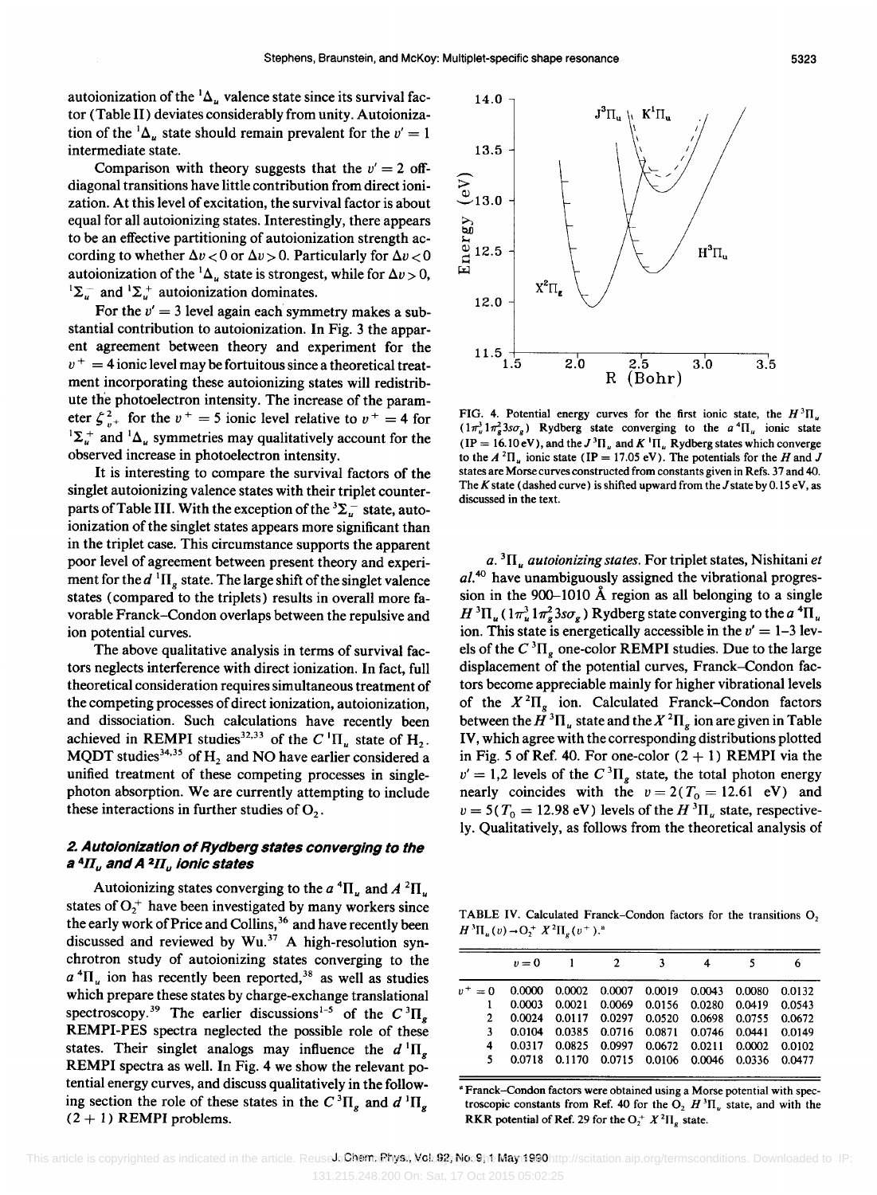autoionization of the $^1\Delta_u$ valence state since its survival factor (Table II) deviates considerably from unity. Autoionization of the $^1\Delta_u$ state should remain prevalent for the $v' = 1$ intermediate state.

Comparison with theory suggests that the $v' = 2$ off-diagonal transitions have little contribution from direct ionization. At this level of excitation, the survival factor is about equal for all autoionizing states. Interestingly, there appears to be an effective partitioning of autoionization strength according to whether $\Delta v < 0$ or $\Delta v > 0$. Particularly for $\Delta v < 0$ autoionization of the $^1\Delta_u$ state is strongest, while for $\Delta v > 0$, $^1\Sigma_u^-$ and $^1\Sigma_u^+$ autoionization dominates.

For the $v' = 3$ level again each symmetry makes a substantial contribution to autoionization. In Fig. 3 the apparent agreement between theory and experiment for the $v^+ = 4$ ionic level may be fortuitous since a theoretical treatment incorporating these autoionizing states will redistribute the photoelectron intensity. The increase of the parameter $\zeta^2_{v^+}$ for the $v^+ = 5$ ionic level relative to $v^+ = 4$ for $^1\Sigma_u^+$ and $^1\Delta_u$ symmetries may qualitatively account for the observed increase in photoelectron intensity.

It is interesting to compare the survival factors of the singlet autoionizing valence states with their triplet counterparts of Table III. With the exception of the $^3\Sigma_u^-$ state, autoionization of the singlet states appears more significant than in the triplet case. This circumstance supports the apparent poor level of agreement between present theory and experiment for the $d\,^1\Pi_g$ state. The large shift of the singlet valence states (compared to the triplets) results in overall more favorable Franck–Condon overlaps between the repulsive and ion potential curves.

The above qualitative analysis in terms of survival factors neglects interference with direct ionization. In fact, full theoretical consideration requires simultaneous treatment of the competing processes of direct ionization, autoionization, and dissociation. Such calculations have recently been achieved in REMPI studies[32,33] of the $C\,^1\Pi_u$ state of $H_2$. MQDT studies[34,35] of $H_2$ and NO have earlier considered a unified treatment of these competing processes in single-photon absorption. We are currently attempting to include these interactions in further studies of $O_2$.

### 2. Autoionization of Rydberg states converging to the $a\,^4\Pi_u$ and $A\,^2\Pi_u$ ionic states

Autoionizing states converging to the $a\,^4\Pi_u$ and $A\,^2\Pi_u$ states of $O_2^+$ have been investigated by many workers since the early work of Price and Collins,[36] and have recently been discussed and reviewed by Wu.[37] A high-resolution synchrotron study of autoionizing states converging to the $a\,^4\Pi_u$ ion has recently been reported,[38] as well as studies which prepare these states by charge-exchange translational spectroscopy.[39] The earlier discussions[1–5] of the $C\,^3\Pi_g$ REMPI-PES spectra neglected the possible role of these states. Their singlet analogs may influence the $d\,^1\Pi_g$ REMPI spectra as well. In Fig. 4 we show the relevant potential energy curves, and discuss qualitatively in the following section the role of these states in the $C\,^3\Pi_g$ and $d\,^1\Pi_g$ (2 + 1) REMPI problems.

FIG. 4. Potential energy curves for the first ionic state, the $H\,^3\Pi_u$ ($1\pi_u^3 1\pi_g^2 3s\sigma_g$) Rydberg state converging to the $a\,^4\Pi_u$ ionic state (IP = 16.10 eV), and the $J\,^3\Pi_u$ and $K\,^1\Pi_u$ Rydberg states which converge to the $A\,^2\Pi_u$ ionic state (IP = 17.05 eV). The potentials for the $H$ and $J$ states are Morse curves constructed from constants given in Refs. 37 and 40. The $K$ state (dashed curve) is shifted upward from the $J$ state by 0.15 eV, as discussed in the text.

*a. $^3\Pi_u$ autoionizing states.* For triplet states, Nishitani *et al.*[40] have unambiguously assigned the vibrational progression in the 900–1010 Å region as all belonging to a single $H\,^3\Pi_u$ ($1\pi_u^3 1\pi_g^2 3s\sigma_g$) Rydberg state converging to the $a\,^4\Pi_u$ ion. This state is energetically accessible in the $v' = 1$–3 levels of the $C\,^3\Pi_g$ one-color REMPI studies. Due to the large displacement of the potential curves, Franck–Condon factors become appreciable mainly for higher vibrational levels of the $X\,^2\Pi_g$ ion. Calculated Franck–Condon factors between the $H\,^3\Pi_u$ state and the $X\,^2\Pi_g$ ion are given in Table IV, which agree with the corresponding distributions plotted in Fig. 5 of Ref. 40. For one-color (2 + 1) REMPI via the $v' = 1,2$ levels of the $C\,^3\Pi_g$ state, the total photon energy nearly coincides with the $v = 2$ ($T_0 = 12.61$ eV) and $v = 5$ ($T_0 = 12.98$ eV) levels of the $H\,^3\Pi_u$ state, respectively. Qualitatively, as follows from the theoretical analysis of

TABLE IV. Calculated Franck–Condon factors for the transitions $O_2$ $H\,^3\Pi_u(v) \rightarrow O_2^+$ $X\,^2\Pi_g(v^+)$.[a]

| | $v = 0$ | 1 | 2 | 3 | 4 | 5 | 6 |
|---|---|---|---|---|---|---|---|
| $v^+ = 0$ | 0.0000 | 0.0002 | 0.0007 | 0.0019 | 0.0043 | 0.0080 | 0.0132 |
| 1 | 0.0003 | 0.0021 | 0.0069 | 0.0156 | 0.0280 | 0.0419 | 0.0543 |
| 2 | 0.0024 | 0.0117 | 0.0297 | 0.0520 | 0.0698 | 0.0755 | 0.0672 |
| 3 | 0.0104 | 0.0385 | 0.0716 | 0.0871 | 0.0746 | 0.0441 | 0.0149 |
| 4 | 0.0317 | 0.0825 | 0.0997 | 0.0672 | 0.0211 | 0.0002 | 0.0102 |
| 5 | 0.0718 | 0.1170 | 0.0715 | 0.0106 | 0.0046 | 0.0336 | 0.0477 |

[a] Franck–Condon factors were obtained using a Morse potential with spectroscopic constants from Ref. 40 for the $O_2$ $H\,^3\Pi_u$ state, and with the RKR potential of Ref. 29 for the $O_2^+$ $X\,^2\Pi_g$ state.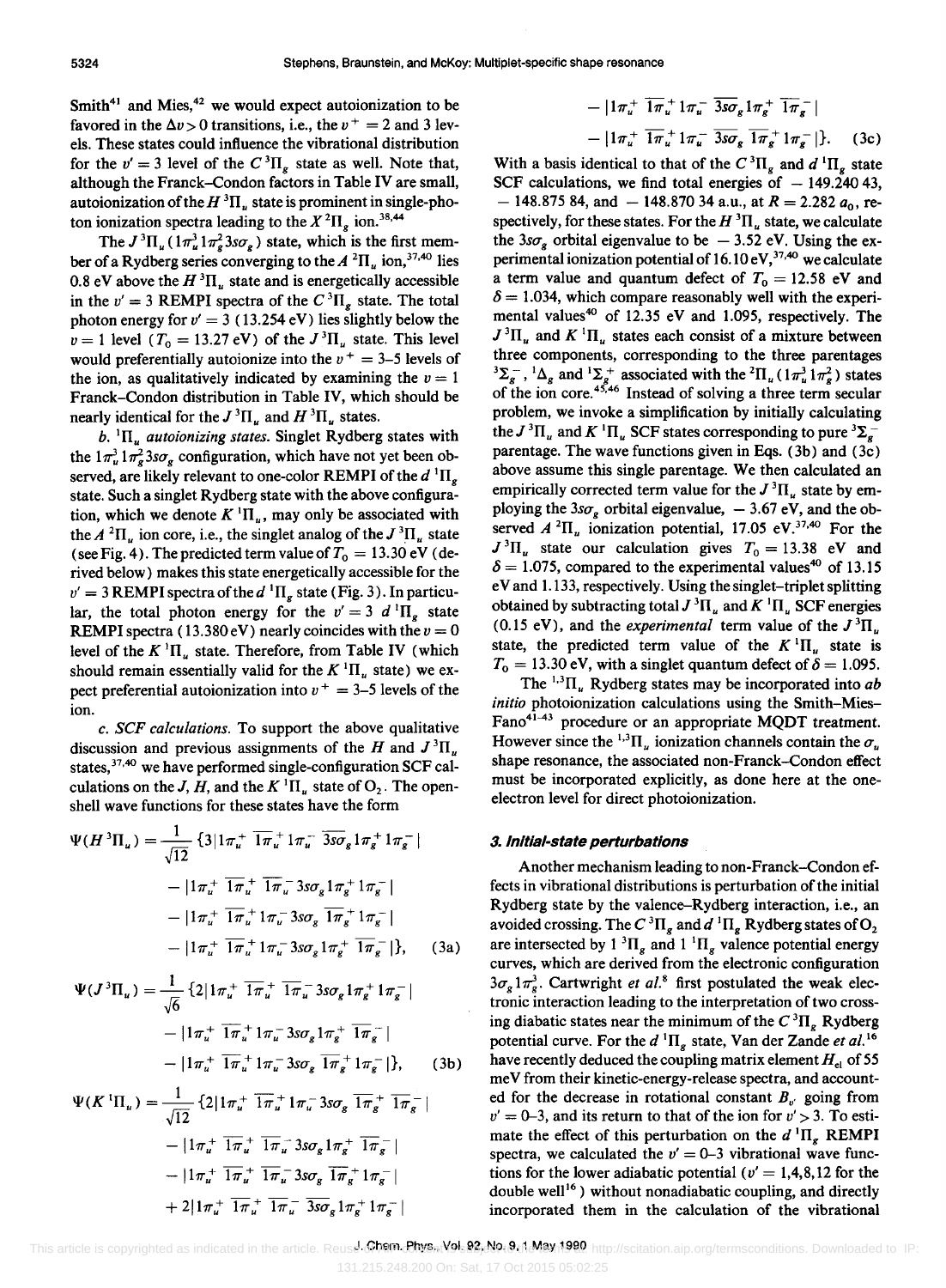Smith[41] and Mies,[42] we would expect autoionization to be favored in the $\Delta v > 0$ transitions, i.e., the $v^+ = 2$ and 3 levels. These states could influence the vibrational distribution for the $v' = 3$ level of the $C\,^3\Pi_g$ state as well. Note that, although the Franck–Condon factors in Table IV are small, autoionization of the $H\,^3\Pi_u$ state is prominent in single-photon ionization spectra leading to the $X\,^2\Pi_g$ ion.[38,44]

The $J\,^3\Pi_u\,(1\pi_u^3 1\pi_g^2 3s\sigma_g)$ state, which is the first member of a Rydberg series converging to the $A\,^2\Pi_u$ ion,[37,40] lies 0.8 eV above the $H\,^3\Pi_u$ state and is energetically accessible in the $v' = 3$ REMPI spectra of the $C\,^3\Pi_g$ state. The total photon energy for $v' = 3$ (13.254 eV) lies slightly below the $v = 1$ level ($T_0 = 13.27$ eV) of the $J\,^3\Pi_u$ state. This level would preferentially autoionize into the $v^+ = 3$–5 levels of the ion, as qualitatively indicated by examining the $v = 1$ Franck–Condon distribution in Table IV, which should be nearly identical for the $J\,^3\Pi_u$ and $H\,^3\Pi_u$ states.

*b. $^1\Pi_u$ autoionizing states.* Singlet Rydberg states with the $1\pi_u^3 1\pi_g^2 3s\sigma_g$ configuration, which have not yet been observed, are likely relevant to one-color REMPI of the $d\,^1\Pi_g$ state. Such a singlet Rydberg state with the above configuration, which we denote $K\,^1\Pi_u$, may only be associated with the $A\,^2\Pi_u$ ion core, i.e., the singlet analog of the $J\,^3\Pi_u$ state (see Fig. 4). The predicted term value of $T_0 = 13.30$ eV (derived below) makes this state energetically accessible for the $v' = 3$ REMPI spectra of the $d\,^1\Pi_g$ state (Fig. 3). In particular, the total photon energy for the $v' = 3$ $d\,^1\Pi_g$ state REMPI spectra (13.380 eV) nearly coincides with the $v = 0$ level of the $K\,^1\Pi_u$ state. Therefore, from Table IV (which should remain essentially valid for the $K\,^1\Pi_u$ state) we expect preferential autoionization into $v^+ = 3$–5 levels of the ion.

*c. SCF calculations.* To support the above qualitative discussion and previous assignments of the $H$ and $J\,^3\Pi_u$ states,[37,40] we have performed single-configuration SCF calculations on the $J$, $H$, and the $K\,^1\Pi_u$ state of $O_2$. The open-shell wave functions for these states have the form

$$\Psi(H\,^3\Pi_u) = \frac{1}{\sqrt{12}}\{3|1\pi_u^+\,\overline{1\pi_u^+}\,1\pi_u^-\,\overline{3s\sigma_g}\,1\pi_g^+\,1\pi_g^-| - |1\pi_u^+\,\overline{1\pi_u^+}\,\overline{1\pi_u^-}\,3s\sigma_g\,1\pi_g^+\,1\pi_g^-| - |1\pi_u^+\,\overline{1\pi_u^+}\,1\pi_u^-\,3s\sigma_g\,\overline{1\pi_g^+}\,1\pi_g^-| - |1\pi_u^+\,\overline{1\pi_u^+}\,1\pi_u^-\,3s\sigma_g\,1\pi_g^+\,\overline{1\pi_g^-}|\}, \tag{3a}$$

$$\Psi(J\,^3\Pi_u) = \frac{1}{\sqrt{6}}\{2|1\pi_u^+\,\overline{1\pi_u^+}\,\overline{1\pi_u^-}\,3s\sigma_g\,1\pi_g^+\,1\pi_g^-| - |1\pi_u^+\,\overline{1\pi_u^+}\,1\pi_u^-\,3s\sigma_g\,1\pi_g^+\,\overline{1\pi_g^-}| - |1\pi_u^+\,\overline{1\pi_u^+}\,1\pi_u^-\,3s\sigma_g\,\overline{1\pi_g^+}\,1\pi_g^-|\}, \tag{3b}$$

$$\Psi(K\,^1\Pi_u) = \frac{1}{\sqrt{12}}\{2|1\pi_u^+\,\overline{1\pi_u^+}\,1\pi_u^-\,3s\sigma_g\,\overline{1\pi_g^+}\,\overline{1\pi_g^-}| - |1\pi_u^+\,\overline{1\pi_u^+}\,\overline{1\pi_u^-}\,3s\sigma_g\,1\pi_g^+\,\overline{1\pi_g^-}| - |1\pi_u^+\,\overline{1\pi_u^+}\,\overline{1\pi_u^-}\,3s\sigma_g\,\overline{1\pi_g^+}\,1\pi_g^-| + 2|1\pi_u^+\,\overline{1\pi_u^+}\,\overline{1\pi_u^-}\,\overline{3s\sigma_g}\,1\pi_g^+\,1\pi_g^-| - |1\pi_u^+\,\overline{1\pi_u^+}\,1\pi_u^-\,\overline{3s\sigma_g}\,1\pi_g^+\,\overline{1\pi_g^-}| - |1\pi_u^+\,\overline{1\pi_u^+}\,1\pi_u^-\,\overline{3s\sigma_g}\,\overline{1\pi_g^+}\,1\pi_g^-|\}. \tag{3c}$$

With a basis identical to that of the $C\,^3\Pi_g$ and $d\,^1\Pi_g$ state SCF calculations, we find total energies of $-149.240\,43$, $-148.875\,84$, and $-148.870\,34$ a.u., at $R = 2.282\ a_0$, respectively, for these states. For the $H\,^3\Pi_u$ state, we calculate the $3s\sigma_g$ orbital eigenvalue to be $-3.52$ eV. Using the experimental ionization potential of 16.10 eV,[37,40] we calculate a term value and quantum defect of $T_0 = 12.58$ eV and $\delta = 1.034$, which compare reasonably well with the experimental values[40] of 12.35 eV and 1.095, respectively. The $J\,^3\Pi_u$ and $K\,^1\Pi_u$ states each consist of a mixture between three components, corresponding to the three parentages $^3\Sigma_g^-$, $^1\Delta_g$ and $^1\Sigma_g^+$ associated with the $^2\Pi_u\,(1\pi_u^3 1\pi_g^2)$ states of the ion core.[45,46] Instead of solving a three term secular problem, we invoke a simplification by initially calculating the $J\,^3\Pi_u$ and $K\,^1\Pi_u$ SCF states corresponding to pure $^3\Sigma_g^-$ parentage. The wave functions given in Eqs. (3b) and (3c) above assume this single parentage. We then calculated an empirically corrected term value for the $J\,^3\Pi_u$ state by employing the $3s\sigma_g$ orbital eigenvalue, $-3.67$ eV, and the observed $A\,^2\Pi_u$ ionization potential, 17.05 eV.[37,40] For the $J\,^3\Pi_u$ state our calculation gives $T_0 = 13.38$ eV and $\delta = 1.075$, compared to the experimental values[40] of 13.15 eV and 1.133, respectively. Using the singlet–triplet splitting obtained by subtracting total $J\,^3\Pi_u$ and $K\,^1\Pi_u$ SCF energies (0.15 eV), and the *experimental* term value of the $J\,^3\Pi_u$ state, the predicted term value of the $K\,^1\Pi_u$ state is $T_0 = 13.30$ eV, with a singlet quantum defect of $\delta = 1.095$.

The $^{1,3}\Pi_u$ Rydberg states may be incorporated into *ab initio* photoionization calculations using the Smith–Mies–Fano[41-43] procedure or an appropriate MQDT treatment. However since the $^{1,3}\Pi_u$ ionization channels contain the $\sigma_u$ shape resonance, the associated non-Franck–Condon effect must be incorporated explicitly, as done here at the one-electron level for direct photoionization.

### 3. Initial-state perturbations

Another mechanism leading to non-Franck–Condon effects in vibrational distributions is perturbation of the initial Rydberg state by the valence–Rydberg interaction, i.e., an avoided crossing. The $C\,^3\Pi_g$ and $d\,^1\Pi_g$ Rydberg states of $O_2$ are intersected by $1\,^3\Pi_g$ and $1\,^1\Pi_g$ valence potential energy curves, which are derived from the electronic configuration $3\sigma_g 1\pi_g^3$. Cartwright *et al.*[8] first postulated the weak electronic interaction leading to the interpretation of two crossing diabatic states near the minimum of the $C\,^3\Pi_g$ Rydberg potential curve. For the $d\,^1\Pi_g$ state, Van der Zande *et al.*[16] have recently deduced the coupling matrix element $H_{el}$ of 55 meV from their kinetic-energy-release spectra, and accounted for the decrease in rotational constant $B_{v'}$ going from $v' = 0$–3, and its return to that of the ion for $v' > 3$. To estimate the effect of this perturbation on the $d\,^1\Pi_g$ REMPI spectra, we calculated the $v' = 0$–3 vibrational wave functions for the lower adiabatic potential ($v' = 1,4,8,12$ for the double well[16]) without nonadiabatic coupling, and directly incorporated them in the calculation of the vibrational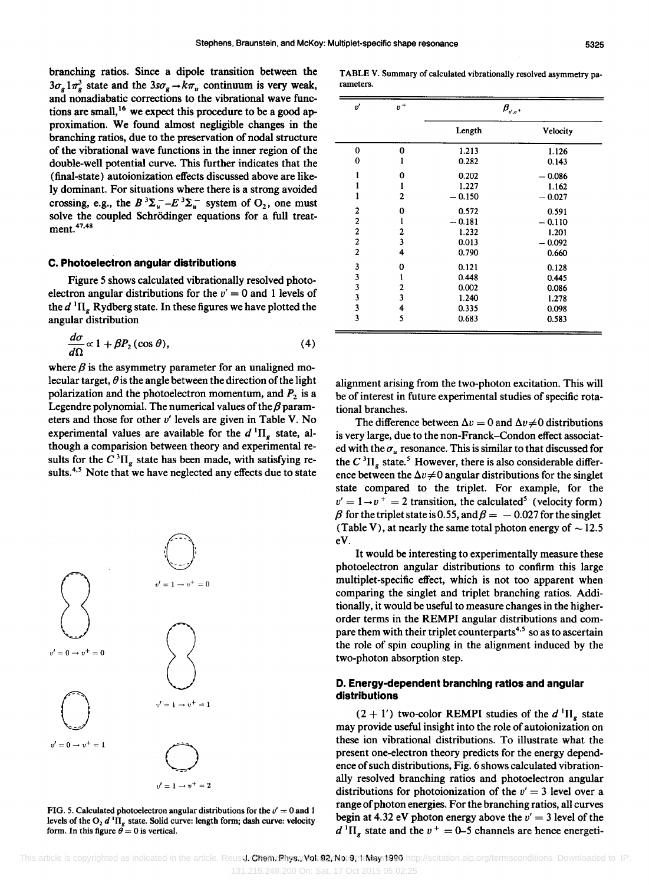branching ratios. Since a dipole transition between the $3\sigma_g 1\pi_g^3$ state and the $3s\sigma_g \rightarrow k\pi_u$ continuum is very weak, and nonadiabatic corrections to the vibrational wave functions are small,[16] we expect this procedure to be a good approximation. We found almost negligible changes in the branching ratios, due to the preservation of nodal structure of the vibrational wave functions in the inner region of the double-well potential curve. This further indicates that the (final-state) autoionization effects discussed above are likely dominant. For situations where there is a strong avoided crossing, e.g., the $B\,^3\Sigma_u^- - E\,^3\Sigma_u^-$ system of $O_2$, one must solve the coupled Schrödinger equations for a full treatment.[47,48]

### C. Photoelectron angular distributions

Figure 5 shows calculated vibrationally resolved photoelectron angular distributions for the $v' = 0$ and 1 levels of the $d\,^1\Pi_g$ Rydberg state. In these figures we have plotted the angular distribution

$$\frac{d\sigma}{d\Omega} \propto 1 + \beta P_2(\cos\theta), \tag{4}$$

where $\beta$ is the asymmetry parameter for an unaligned molecular target, $\theta$ is the angle between the direction of the light polarization and the photoelectron momentum, and $P_2$ is a Legendre polynomial. The numerical values of the $\beta$ parameters and those for other $v'$ levels are given in Table V. No experimental values are available for the $d\,^1\Pi_g$ state, although a comparision between theory and experimental results for the $C\,^3\Pi_g$ state has been made, with satisfying results.[4,5] Note that we have neglected any effects due to state

FIG. 5. Calculated photoelectron angular distributions for the $v' = 0$ and 1 levels of the $O_2$ $d\,^1\Pi_g$ state. Solid curve: length form; dash curve: velocity form. In this figure $\theta = 0$ is vertical.

TABLE V. Summary of calculated vibrationally resolved asymmetry parameters.

| $v'$ | $v^+$ | $\beta_{v',v^+}$ | |
|---|---|---|---|
| | | Length | Velocity |
| 0 | 0 | 1.213 | 1.126 |
| 0 | 1 | 0.282 | 0.143 |
| 1 | 0 | 0.202 | −0.086 |
| 1 | 1 | 1.227 | 1.162 |
| 1 | 2 | −0.150 | −0.027 |
| 2 | 0 | 0.572 | 0.591 |
| 2 | 1 | −0.181 | −0.110 |
| 2 | 2 | 1.232 | 1.201 |
| 2 | 3 | 0.013 | −0.092 |
| 2 | 4 | 0.790 | 0.660 |
| 3 | 0 | 0.121 | 0.128 |
| 3 | 1 | 0.448 | 0.445 |
| 3 | 2 | 0.002 | 0.086 |
| 3 | 3 | 1.240 | 1.278 |
| 3 | 4 | 0.335 | 0.098 |
| 3 | 5 | 0.683 | 0.583 |

alignment arising from the two-photon excitation. This will be of interest in future experimental studies of specific rotational branches.

The difference between $\Delta v = 0$ and $\Delta v \neq 0$ distributions is very large, due to the non-Franck–Condon effect associated with the $\sigma_u$ resonance. This is similar to that discussed for the $C\,^3\Pi_g$ state.[5] However, there is also considerable difference between the $\Delta v \neq 0$ angular distributions for the singlet state compared to the triplet. For example, for the $v' = 1 \rightarrow v^+ = 2$ transition, the calculated[5] (velocity form) $\beta$ for the triplet state is 0.55, and $\beta = -0.027$ for the singlet (Table V), at nearly the same total photon energy of $\sim 12.5$ eV.

It would be interesting to experimentally measure these photoelectron angular distributions to confirm this large multiplet-specific effect, which is not too apparent when comparing the singlet and triplet branching ratios. Additionally, it would be useful to measure changes in the higher-order terms in the REMPI angular distributions and compare them with their triplet counterparts[4,5] so as to ascertain the role of spin coupling in the alignment induced by the two-photon absorption step.

### D. Energy-dependent branching ratios and angular distributions

$(2 + 1')$ two-color REMPI studies of the $d\,^1\Pi_g$ state may provide useful insight into the role of autoionization on these ion vibrational distributions. To illustrate what the present one-electron theory predicts for the energy dependence of such distributions, Fig. 6 shows calculated vibrationally resolved branching ratios and photoelectron angular distributions for photoionization of the $v' = 3$ level over a range of photon energies. For the branching ratios, all curves begin at 4.32 eV photon energy above the $v' = 3$ level of the $d\,^1\Pi_g$ state and the $v^+ = 0$–5 channels are hence energeti-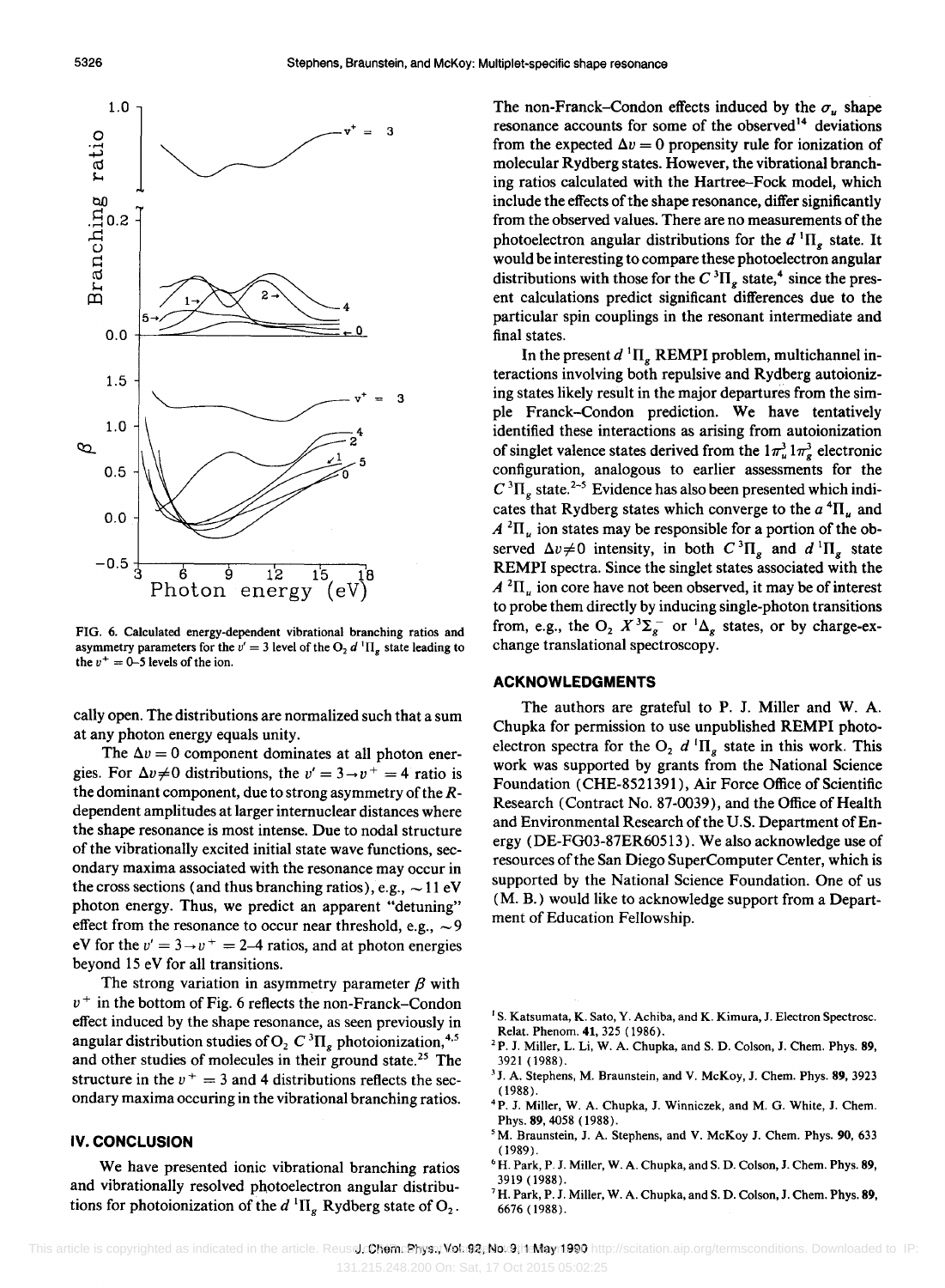FIG. 6. Calculated energy-dependent vibrational branching ratios and asymmetry parameters for the $v' = 3$ level of the $O_2$ $d\,^1\Pi_g$ state leading to the $v^+ = 0$–5 levels of the ion.

cally open. The distributions are normalized such that a sum at any photon energy equals unity.

The $\Delta v = 0$ component dominates at all photon energies. For $\Delta v \neq 0$ distributions, the $v' = 3 \rightarrow v^+ = 4$ ratio is the dominant component, due to strong asymmetry of the $R$-dependent amplitudes at larger internuclear distances where the shape resonance is most intense. Due to nodal structure of the vibrationally excited initial state wave functions, secondary maxima associated with the resonance may occur in the cross sections (and thus branching ratios), e.g., ~11 eV photon energy. Thus, we predict an apparent "detuning" effect from the resonance to occur near threshold, e.g., ~9 eV for the $v' = 3 \rightarrow v^+ = 2$–4 ratios, and at photon energies beyond 15 eV for all transitions.

The strong variation in asymmetry parameter $\beta$ with $v^+$ in the bottom of Fig. 6 reflects the non-Franck–Condon effect induced by the shape resonance, as seen previously in angular distribution studies of $O_2$ $C\,^3\Pi_g$ photoionization,[4,5] and other studies of molecules in their ground state.[25] The structure in the $v^+ = 3$ and 4 distributions reflects the secondary maxima occuring in the vibrational branching ratios.

## IV. CONCLUSION

We have presented ionic vibrational branching ratios and vibrationally resolved photoelectron angular distributions for photoionization of the $d\,^1\Pi_g$ Rydberg state of $O_2$. The non-Franck–Condon effects induced by the $\sigma_u$ shape resonance accounts for some of the observed[14] deviations from the expected $\Delta v = 0$ propensity rule for ionization of molecular Rydberg states. However, the vibrational branching ratios calculated with the Hartree–Fock model, which include the effects of the shape resonance, differ significantly from the observed values. There are no measurements of the photoelectron angular distributions for the $d\,^1\Pi_g$ state. It would be interesting to compare these photoelectron angular distributions with those for the $C\,^3\Pi_g$ state,[4] since the present calculations predict significant differences due to the particular spin couplings in the resonant intermediate and final states.

In the present $d\,^1\Pi_g$ REMPI problem, multichannel interactions involving both repulsive and Rydberg autoionizing states likely result in the major departures from the simple Franck–Condon prediction. We have tentatively identified these interactions as arising from autoionization of singlet valence states derived from the $1\pi_u^3 1\pi_g^3$ electronic configuration, analogous to earlier assessments for the $C\,^3\Pi_g$ state.[2-5] Evidence has also been presented which indicates that Rydberg states which converge to the $a\,^4\Pi_u$ and $A\,^2\Pi_u$ ion states may be responsible for a portion of the observed $\Delta v \neq 0$ intensity, in both $C\,^3\Pi_g$ and $d\,^1\Pi_g$ state REMPI spectra. Since the singlet states associated with the $A\,^2\Pi_u$ ion core have not been observed, it may be of interest to probe them directly by inducing single-photon transitions from, e.g., the $O_2$ $X\,^3\Sigma_g^-$ or $^1\Delta_g$ states, or by charge-exchange translational spectroscopy.

## ACKNOWLEDGMENTS

The authors are grateful to P. J. Miller and W. A. Chupka for permission to use unpublished REMPI photoelectron spectra for the $O_2$ $d\,^1\Pi_g$ state in this work. This work was supported by grants from the National Science Foundation (CHE-8521391), Air Force Office of Scientific Research (Contract No. 87-0039), and the Office of Health and Environmental Research of the U.S. Department of Energy (DE-FG03-87ER60513). We also acknowledge use of resources of the San Diego SuperComputer Center, which is supported by the National Science Foundation. One of us (M. B.) would like to acknowledge support from a Department of Education Fellowship.

[1] S. Katsumata, K. Sato, Y. Achiba, and K. Kimura, J. Electron Spectrosc. Relat. Phenom. **41**, 325 (1986).

[2] P. J. Miller, L. Li, W. A. Chupka, and S. D. Colson, J. Chem. Phys. **89**, 3921 (1988).

[3] J. A. Stephens, M. Braunstein, and V. McKoy, J. Chem. Phys. **89**, 3923 (1988).

[4] P. J. Miller, W. A. Chupka, J. Winniczek, and M. G. White, J. Chem. Phys. **89**, 4058 (1988).

[5] M. Braunstein, J. A. Stephens, and V. McKoy J. Chem. Phys. **90**, 633 (1989).

[6] H. Park, P. J. Miller, W. A. Chupka, and S. D. Colson, J. Chem. Phys. **89**, 3919 (1988).

[7] H. Park, P. J. Miller, W. A. Chupka, and S. D. Colson, J. Chem. Phys. **89**, 6676 (1988).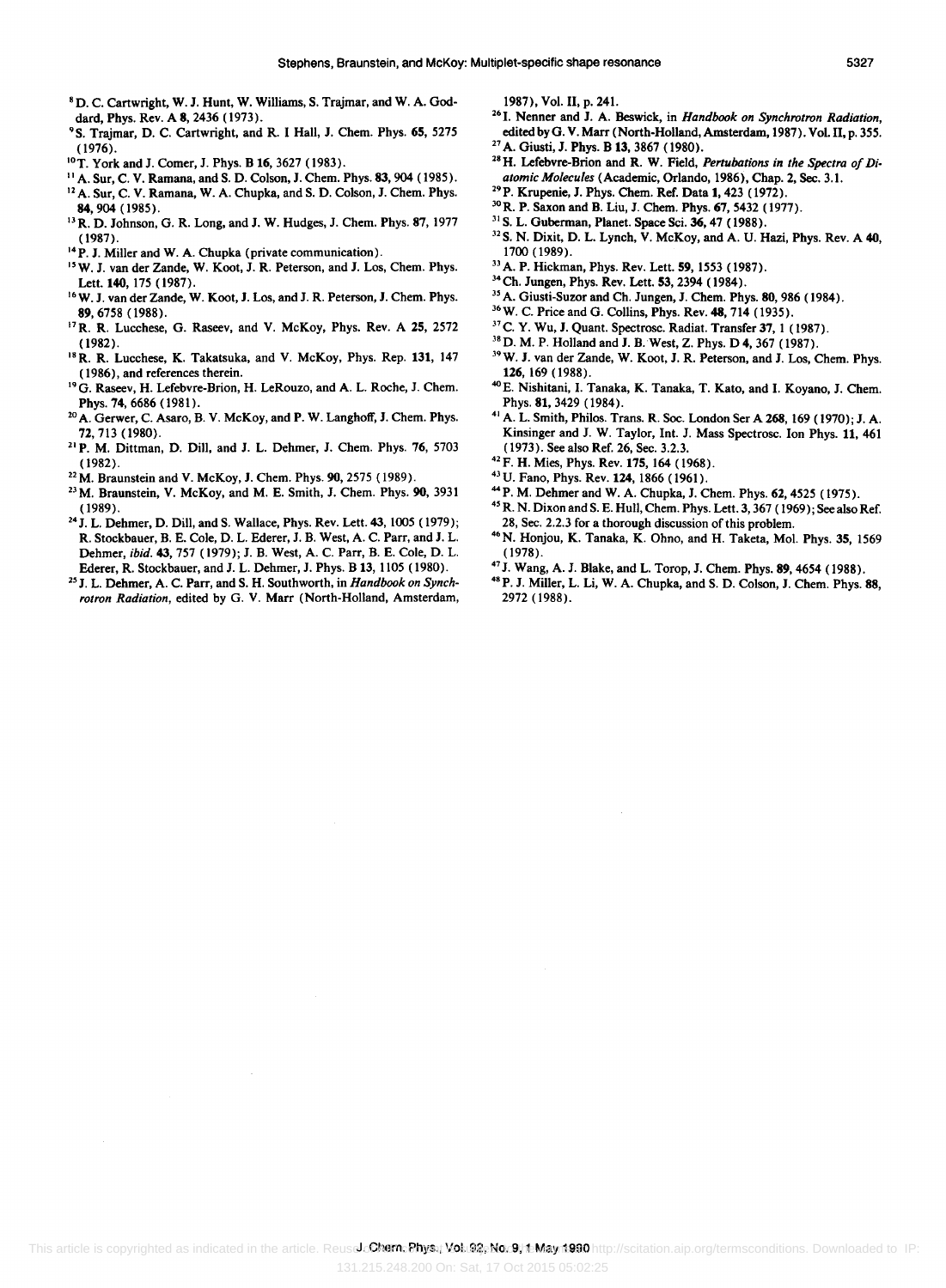[8] D. C. Cartwright, W. J. Hunt, W. Williams, S. Trajmar, and W. A. Goddard, Phys. Rev. A **8**, 2436 (1973).

[9] S. Trajmar, D. C. Cartwright, and R. I Hall, J. Chem. Phys. **65**, 5275 (1976).

[10] T. York and J. Comer, J. Phys. B **16**, 3627 (1983).

[11] A. Sur, C. V. Ramana, and S. D. Colson, J. Chem. Phys. **83**, 904 (1985).

[12] A. Sur, C. V. Ramana, W. A. Chupka, and S. D. Colson, J. Chem. Phys. **84**, 904 (1985).

[13] R. D. Johnson, G. R. Long, and J. W. Hudges, J. Chem. Phys. **87**, 1977 (1987).

[14] P. J. Miller and W. A. Chupka (private communication).

[15] W. J. van der Zande, W. Koot, J. R. Peterson, and J. Los, Chem. Phys. Lett. **140**, 175 (1987).

[16] W. J. van der Zande, W. Koot, J. Los, and J. R. Peterson, J. Chem. Phys. **89**, 6758 (1988).

[17] R. R. Lucchese, G. Raseev, and V. McKoy, Phys. Rev. A **25**, 2572 (1982).

[18] R. R. Lucchese, K. Takatsuka, and V. McKoy, Phys. Rep. **131**, 147 (1986), and references therein.

[19] G. Raseev, H. Lefebvre-Brion, H. LeRouzo, and A. L. Roche, J. Chem. Phys. **74**, 6686 (1981).

[20] A. Gerwer, C. Asaro, B. V. McKoy, and P. W. Langhoff, J. Chem. Phys. **72**, 713 (1980).

[21] P. M. Dittman, D. Dill, and J. L. Dehmer, J. Chem. Phys. **76**, 5703 (1982).

[22] M. Braunstein and V. McKoy, J. Chem. Phys. **90**, 2575 (1989).

[23] M. Braunstein, V. McKoy, and M. E. Smith, J. Chem. Phys. **90**, 3931 (1989).

[24] J. L. Dehmer, D. Dill, and S. Wallace, Phys. Rev. Lett. **43**, 1005 (1979); R. Stockbauer, B. E. Cole, D. L. Ederer, J. B. West, A. C. Parr, and J. L. Dehmer, *ibid.* **43**, 757 (1979); J. B. West, A. C. Parr, B. E. Cole, D. L. Ederer, R. Stockbauer, and J. L. Dehmer, J. Phys. B **13**, 1105 (1980).

[25] J. L. Dehmer, A. C. Parr, and S. H. Southworth, in *Handbook on Synchrotron Radiation*, edited by G. V. Marr (North-Holland, Amsterdam, 1987), Vol. II, p. 241.

[26] I. Nenner and J. A. Beswick, in *Handbook on Synchrotron Radiation*, edited by G. V. Marr (North-Holland, Amsterdam, 1987). Vol. II, p. 355.

[27] A. Giusti, J. Phys. B **13**, 3867 (1980).

[28] H. Lefebvre-Brion and R. W. Field, *Pertubations in the Spectra of Diatomic Molecules* (Academic, Orlando, 1986), Chap. 2, Sec. 3.1.

[29] P. Krupenie, J. Phys. Chem. Ref. Data **1**, 423 (1972).

[30] R. P. Saxon and B. Liu, J. Chem. Phys. **67**, 5432 (1977).

[31] S. L. Guberman, Planet. Space Sci. **36**, 47 (1988).

[32] S. N. Dixit, D. L. Lynch, V. McKoy, and A. U. Hazi, Phys. Rev. A **40**, 1700 (1989).

[33] A. P. Hickman, Phys. Rev. Lett. **59**, 1553 (1987).

[34] Ch. Jungen, Phys. Rev. Lett. **53**, 2394 (1984).

[35] A. Giusti-Suzor and Ch. Jungen, J. Chem. Phys. **80**, 986 (1984).

[36] W. C. Price and G. Collins, Phys. Rev. **48**, 714 (1935).

[37] C. Y. Wu, J. Quant. Spectrosc. Radiat. Transfer **37**, 1 (1987).

[38] D. M. P. Holland and J. B. West, Z. Phys. D **4**, 367 (1987).

[39] W. J. van der Zande, W. Koot, J. R. Peterson, and J. Los, Chem. Phys. **126**, 169 (1988).

[40] E. Nishitani, I. Tanaka, K. Tanaka, T. Kato, and I. Koyano, J. Chem. Phys. **81**, 3429 (1984).

[41] A. L. Smith, Philos. Trans. R. Soc. London Ser A **268**, 169 (1970); J. A. Kinsinger and J. W. Taylor, Int. J. Mass Spectrosc. Ion Phys. **11**, 461 (1973). See also Ref. 26, Sec. 3.2.3.

[42] F. H. Mies, Phys. Rev. **175**, 164 (1968).

[43] U. Fano, Phys. Rev. **124**, 1866 (1961).

[44] P. M. Dehmer and W. A. Chupka, J. Chem. Phys. **62**, 4525 (1975).

[45] R. N. Dixon and S. E. Hull, Chem. Phys. Lett. **3**, 367 (1969); See also Ref. 28, Sec. 2.2.3 for a thorough discussion of this problem.

[46] N. Honjou, K. Tanaka, K. Ohno, and H. Taketa, Mol. Phys. **35**, 1569 (1978).

[47] J. Wang, A. J. Blake, and L. Torop, J. Chem. Phys. **89**, 4654 (1988).

[48] P. J. Miller, L. Li, W. A. Chupka, and S. D. Colson, J. Chem. Phys. **88**, 2972 (1988).